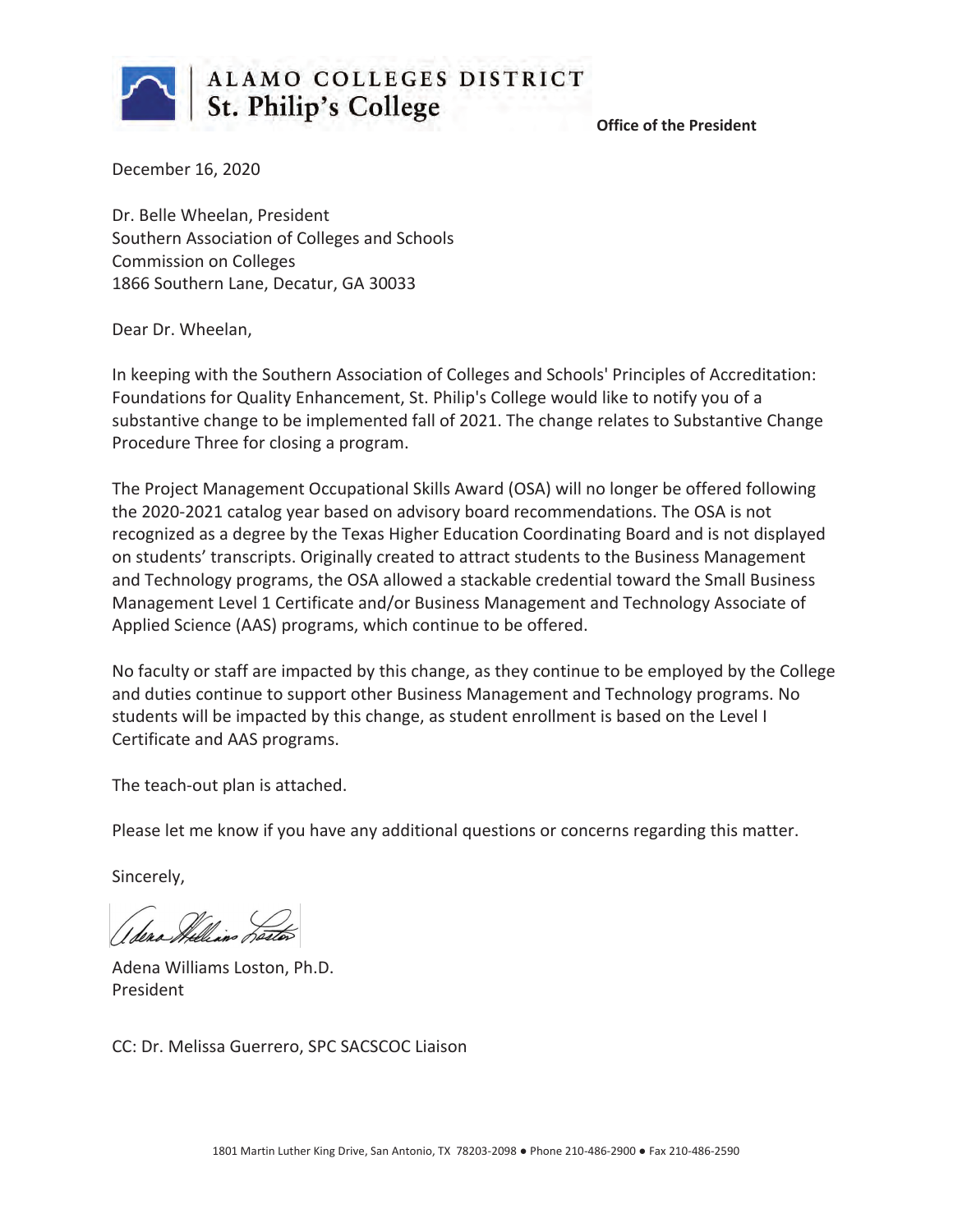**ALAMO COLLEGES DISTRICT**
**St. Philip's College**

**Office of the President**

December 16, 2020

Dr. Belle Wheelan, President
Southern Association of Colleges and Schools
Commission on Colleges
1866 Southern Lane, Decatur, GA 30033

Dear Dr. Wheelan,

In keeping with the Southern Association of Colleges and Schools' Principles of Accreditation: Foundations for Quality Enhancement, St. Philip's College would like to notify you of a substantive change to be implemented fall of 2021. The change relates to Substantive Change Procedure Three for closing a program.

The Project Management Occupational Skills Award (OSA) will no longer be offered following the 2020-2021 catalog year based on advisory board recommendations. The OSA is not recognized as a degree by the Texas Higher Education Coordinating Board and is not displayed on students' transcripts. Originally created to attract students to the Business Management and Technology programs, the OSA allowed a stackable credential toward the Small Business Management Level 1 Certificate and/or Business Management and Technology Associate of Applied Science (AAS) programs, which continue to be offered.

No faculty or staff are impacted by this change, as they continue to be employed by the College and duties continue to support other Business Management and Technology programs. No students will be impacted by this change, as student enrollment is based on the Level I Certificate and AAS programs.

The teach-out plan is attached.

Please let me know if you have any additional questions or concerns regarding this matter.

Sincerely,

Adena Williams Loston, Ph.D.
President

CC: Dr. Melissa Guerrero, SPC SACSCOC Liaison

1801 Martin Luther King Drive, San Antonio, TX 78203-2098 ● Phone 210-486-2900 ● Fax 210-486-2590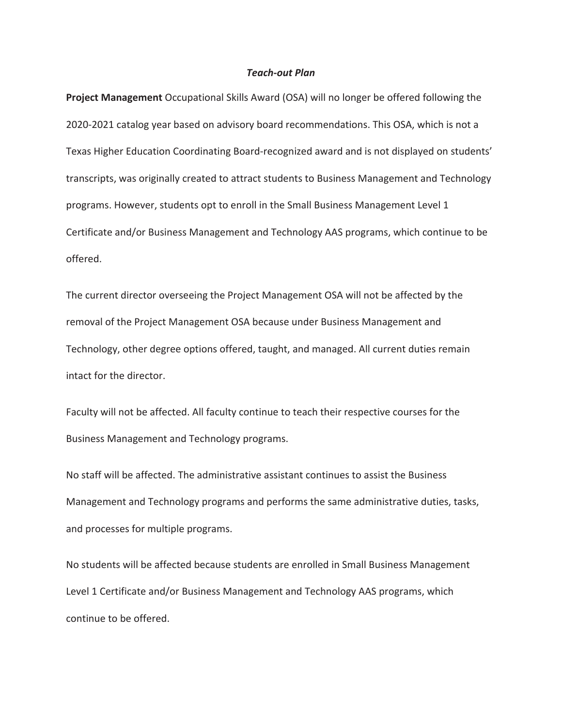*Teach-out Plan*

**Project Management** Occupational Skills Award (OSA) will no longer be offered following the 2020-2021 catalog year based on advisory board recommendations. This OSA, which is not a Texas Higher Education Coordinating Board-recognized award and is not displayed on students' transcripts, was originally created to attract students to Business Management and Technology programs. However, students opt to enroll in the Small Business Management Level 1 Certificate and/or Business Management and Technology AAS programs, which continue to be offered.

The current director overseeing the Project Management OSA will not be affected by the removal of the Project Management OSA because under Business Management and Technology, other degree options offered, taught, and managed. All current duties remain intact for the director.

Faculty will not be affected. All faculty continue to teach their respective courses for the Business Management and Technology programs.

No staff will be affected. The administrative assistant continues to assist the Business Management and Technology programs and performs the same administrative duties, tasks, and processes for multiple programs.

No students will be affected because students are enrolled in Small Business Management Level 1 Certificate and/or Business Management and Technology AAS programs, which continue to be offered.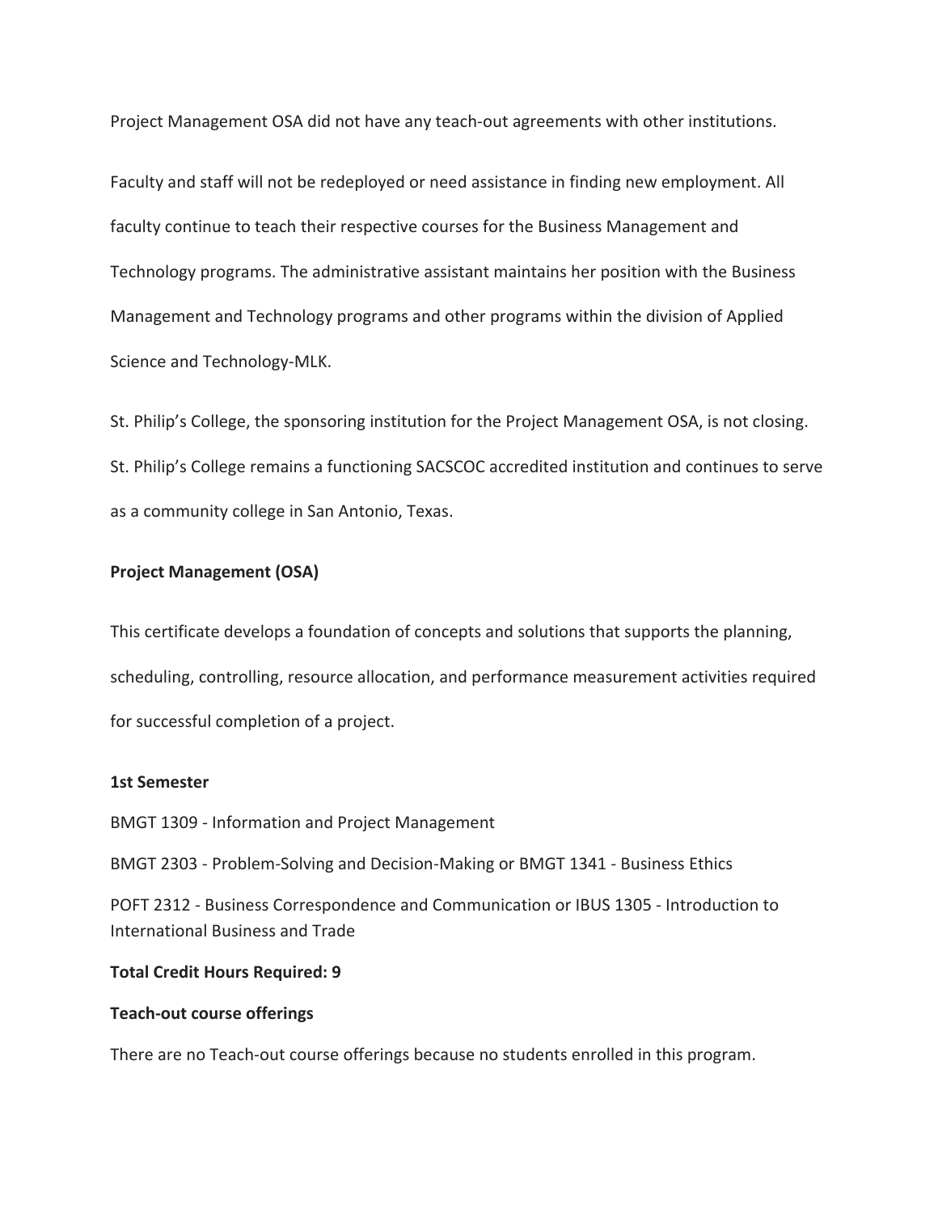Project Management OSA did not have any teach-out agreements with other institutions.

Faculty and staff will not be redeployed or need assistance in finding new employment. All faculty continue to teach their respective courses for the Business Management and Technology programs. The administrative assistant maintains her position with the Business Management and Technology programs and other programs within the division of Applied Science and Technology-MLK.

St. Philip's College, the sponsoring institution for the Project Management OSA, is not closing. St. Philip's College remains a functioning SACSCOC accredited institution and continues to serve as a community college in San Antonio, Texas.

**Project Management (OSA)**

This certificate develops a foundation of concepts and solutions that supports the planning, scheduling, controlling, resource allocation, and performance measurement activities required for successful completion of a project.

**1st Semester**

BMGT 1309 - Information and Project Management

BMGT 2303 - Problem-Solving and Decision-Making or BMGT 1341 - Business Ethics

POFT 2312 - Business Correspondence and Communication or IBUS 1305 - Introduction to International Business and Trade

**Total Credit Hours Required: 9**

**Teach-out course offerings**

There are no Teach-out course offerings because no students enrolled in this program.